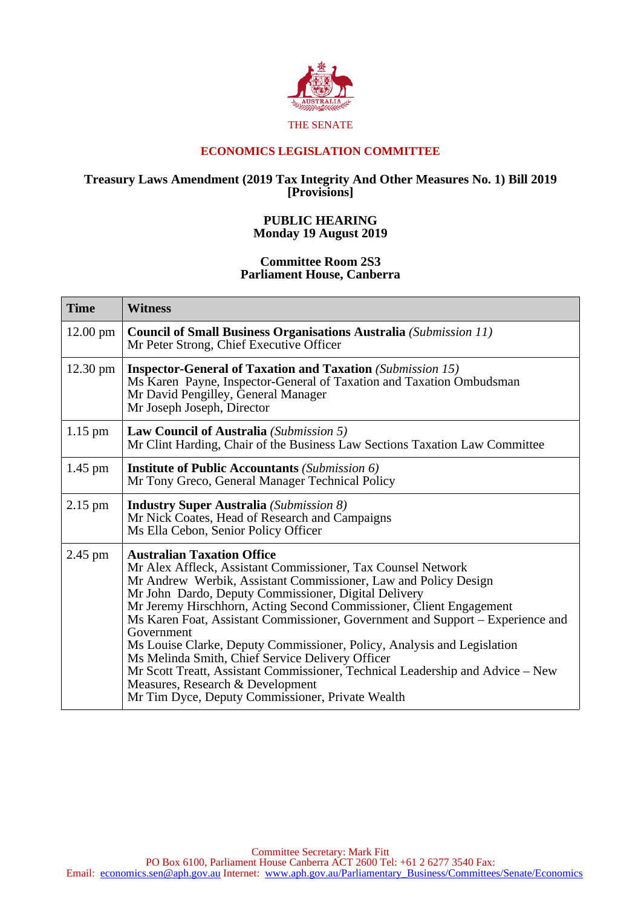THE SENATE

# ECONOMICS LEGISLATION COMMITTEE

## Treasury Laws Amendment (2019 Tax Integrity And Other Measures No. 1) Bill 2019 [Provisions]

### PUBLIC HEARING
### Monday 19 August 2019

### Committee Room 2S3
### Parliament House, Canberra

| Time | Witness |
|---|---|
| 12.00 pm | **Council of Small Business Organisations Australia** *(Submission 11)*<br>Mr Peter Strong, Chief Executive Officer |
| 12.30 pm | **Inspector-General of Taxation and Taxation** *(Submission 15)*<br>Ms Karen Payne, Inspector-General of Taxation and Taxation Ombudsman<br>Mr David Pengilley, General Manager<br>Mr Joseph Joseph, Director |
| 1.15 pm | **Law Council of Australia** *(Submission 5)*<br>Mr Clint Harding, Chair of the Business Law Sections Taxation Law Committee |
| 1.45 pm | **Institute of Public Accountants** *(Submission 6)*<br>Mr Tony Greco, General Manager Technical Policy |
| 2.15 pm | **Industry Super Australia** *(Submission 8)*<br>Mr Nick Coates, Head of Research and Campaigns<br>Ms Ella Cebon, Senior Policy Officer |
| 2.45 pm | **Australian Taxation Office**<br>Mr Alex Affleck, Assistant Commissioner, Tax Counsel Network<br>Mr Andrew Werbik, Assistant Commissioner, Law and Policy Design<br>Mr John Dardo, Deputy Commissioner, Digital Delivery<br>Mr Jeremy Hirschhorn, Acting Second Commissioner, Client Engagement<br>Ms Karen Foat, Assistant Commissioner, Government and Support – Experience and Government<br>Ms Louise Clarke, Deputy Commissioner, Policy, Analysis and Legislation<br>Ms Melinda Smith, Chief Service Delivery Officer<br>Mr Scott Treatt, Assistant Commissioner, Technical Leadership and Advice – New Measures, Research & Development<br>Mr Tim Dyce, Deputy Commissioner, Private Wealth |

Committee Secretary: Mark Fitt
PO Box 6100, Parliament House Canberra ACT 2600 Tel: +61 2 6277 3540 Fax:
Email: economics.sen@aph.gov.au Internet: www.aph.gov.au/Parliamentary_Business/Committees/Senate/Economics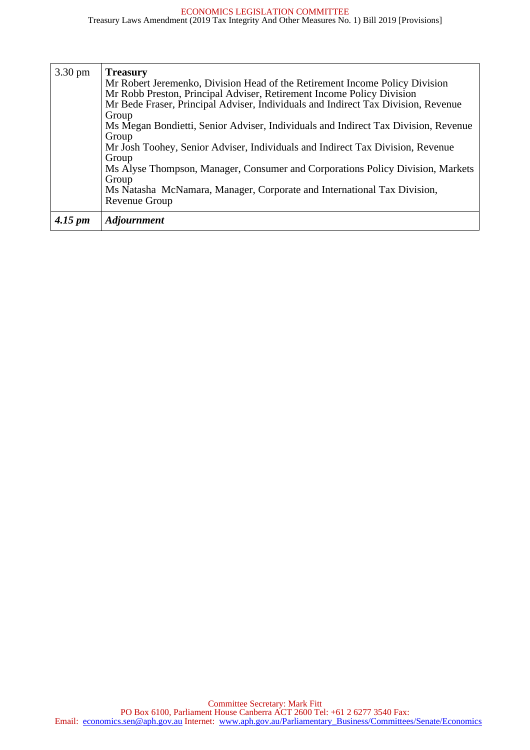| | |
|---|---|
| 3.30 pm | **Treasury**<br>Mr Robert Jeremenko, Division Head of the Retirement Income Policy Division<br>Mr Robb Preston, Principal Adviser, Retirement Income Policy Division<br>Mr Bede Fraser, Principal Adviser, Individuals and Indirect Tax Division, Revenue Group<br>Ms Megan Bondietti, Senior Adviser, Individuals and Indirect Tax Division, Revenue Group<br>Mr Josh Toohey, Senior Adviser, Individuals and Indirect Tax Division, Revenue Group<br>Ms Alyse Thompson, Manager, Consumer and Corporations Policy Division, Markets Group<br>Ms Natasha McNamara, Manager, Corporate and International Tax Division, Revenue Group |
| ***4.15 pm*** | ***Adjournment*** |

Committee Secretary: Mark Fitt
PO Box 6100, Parliament House Canberra ACT 2600 Tel: +61 2 6277 3540 Fax:
Email: economics.sen@aph.gov.au Internet: www.aph.gov.au/Parliamentary_Business/Committees/Senate/Economics